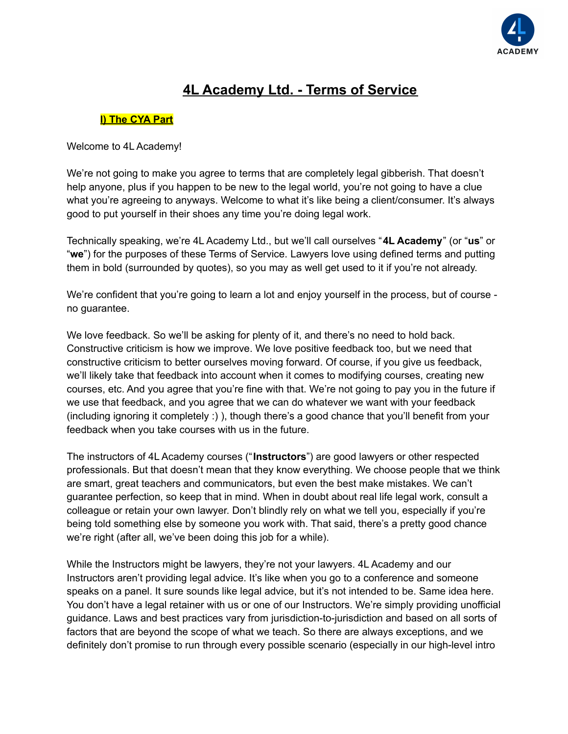# 4L Academy Ltd. - Terms of Service

## I) The CYA Part

Welcome to 4L Academy!

We're not going to make you agree to terms that are completely legal gibberish. That doesn't help anyone, plus if you happen to be new to the legal world, you're not going to have a clue what you're agreeing to anyways. Welcome to what it's like being a client/consumer. It's always good to put yourself in their shoes any time you're doing legal work.

Technically speaking, we're 4L Academy Ltd., but we'll call ourselves "**4L Academy**" (or "**us**" or "**we**") for the purposes of these Terms of Service. Lawyers love using defined terms and putting them in bold (surrounded by quotes), so you may as well get used to it if you're not already.

We're confident that you're going to learn a lot and enjoy yourself in the process, but of course - no guarantee.

We love feedback. So we'll be asking for plenty of it, and there's no need to hold back. Constructive criticism is how we improve. We love positive feedback too, but we need that constructive criticism to better ourselves moving forward. Of course, if you give us feedback, we'll likely take that feedback into account when it comes to modifying courses, creating new courses, etc. And you agree that you're fine with that. We're not going to pay you in the future if we use that feedback, and you agree that we can do whatever we want with your feedback (including ignoring it completely :) ), though there's a good chance that you'll benefit from your feedback when you take courses with us in the future.

The instructors of 4L Academy courses ("**Instructors**") are good lawyers or other respected professionals. But that doesn't mean that they know everything. We choose people that we think are smart, great teachers and communicators, but even the best make mistakes. We can't guarantee perfection, so keep that in mind. When in doubt about real life legal work, consult a colleague or retain your own lawyer. Don't blindly rely on what we tell you, especially if you're being told something else by someone you work with. That said, there's a pretty good chance we're right (after all, we've been doing this job for a while).

While the Instructors might be lawyers, they're not your lawyers. 4L Academy and our Instructors aren't providing legal advice. It's like when you go to a conference and someone speaks on a panel. It sure sounds like legal advice, but it's not intended to be. Same idea here. You don't have a legal retainer with us or one of our Instructors. We're simply providing unofficial guidance. Laws and best practices vary from jurisdiction-to-jurisdiction and based on all sorts of factors that are beyond the scope of what we teach. So there are always exceptions, and we definitely don't promise to run through every possible scenario (especially in our high-level intro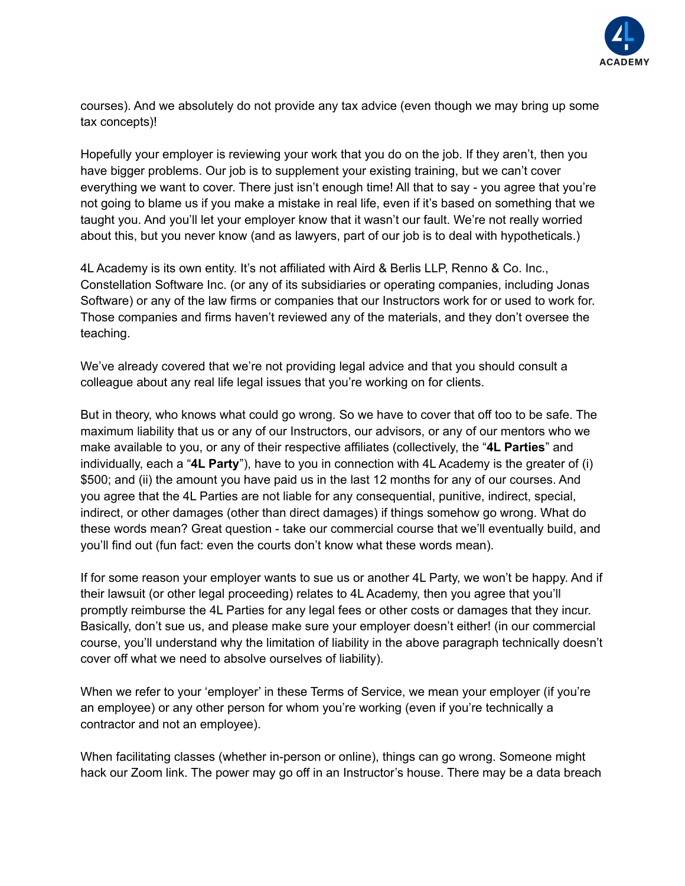courses). And we absolutely do not provide any tax advice (even though we may bring up some tax concepts)!

Hopefully your employer is reviewing your work that you do on the job. If they aren't, then you have bigger problems. Our job is to supplement your existing training, but we can't cover everything we want to cover. There just isn't enough time! All that to say - you agree that you're not going to blame us if you make a mistake in real life, even if it's based on something that we taught you. And you'll let your employer know that it wasn't our fault. We're not really worried about this, but you never know (and as lawyers, part of our job is to deal with hypotheticals.)

4L Academy is its own entity. It's not affiliated with Aird & Berlis LLP, Renno & Co. Inc., Constellation Software Inc. (or any of its subsidiaries or operating companies, including Jonas Software) or any of the law firms or companies that our Instructors work for or used to work for. Those companies and firms haven't reviewed any of the materials, and they don't oversee the teaching.

We've already covered that we're not providing legal advice and that you should consult a colleague about any real life legal issues that you're working on for clients.

But in theory, who knows what could go wrong. So we have to cover that off too to be safe. The maximum liability that us or any of our Instructors, our advisors, or any of our mentors who we make available to you, or any of their respective affiliates (collectively, the "**4L Parties**" and individually, each a "**4L Party**"), have to you in connection with 4L Academy is the greater of (i) $500; and (ii) the amount you have paid us in the last 12 months for any of our courses. And you agree that the 4L Parties are not liable for any consequential, punitive, indirect, special, indirect, or other damages (other than direct damages) if things somehow go wrong. What do these words mean? Great question - take our commercial course that we'll eventually build, and you'll find out (fun fact: even the courts don't know what these words mean).

If for some reason your employer wants to sue us or another 4L Party, we won't be happy. And if their lawsuit (or other legal proceeding) relates to 4L Academy, then you agree that you'll promptly reimburse the 4L Parties for any legal fees or other costs or damages that they incur. Basically, don't sue us, and please make sure your employer doesn't either! (in our commercial course, you'll understand why the limitation of liability in the above paragraph technically doesn't cover off what we need to absolve ourselves of liability).

When we refer to your 'employer' in these Terms of Service, we mean your employer (if you're an employee) or any other person for whom you're working (even if you're technically a contractor and not an employee).

When facilitating classes (whether in-person or online), things can go wrong. Someone might hack our Zoom link. The power may go off in an Instructor's house. There may be a data breach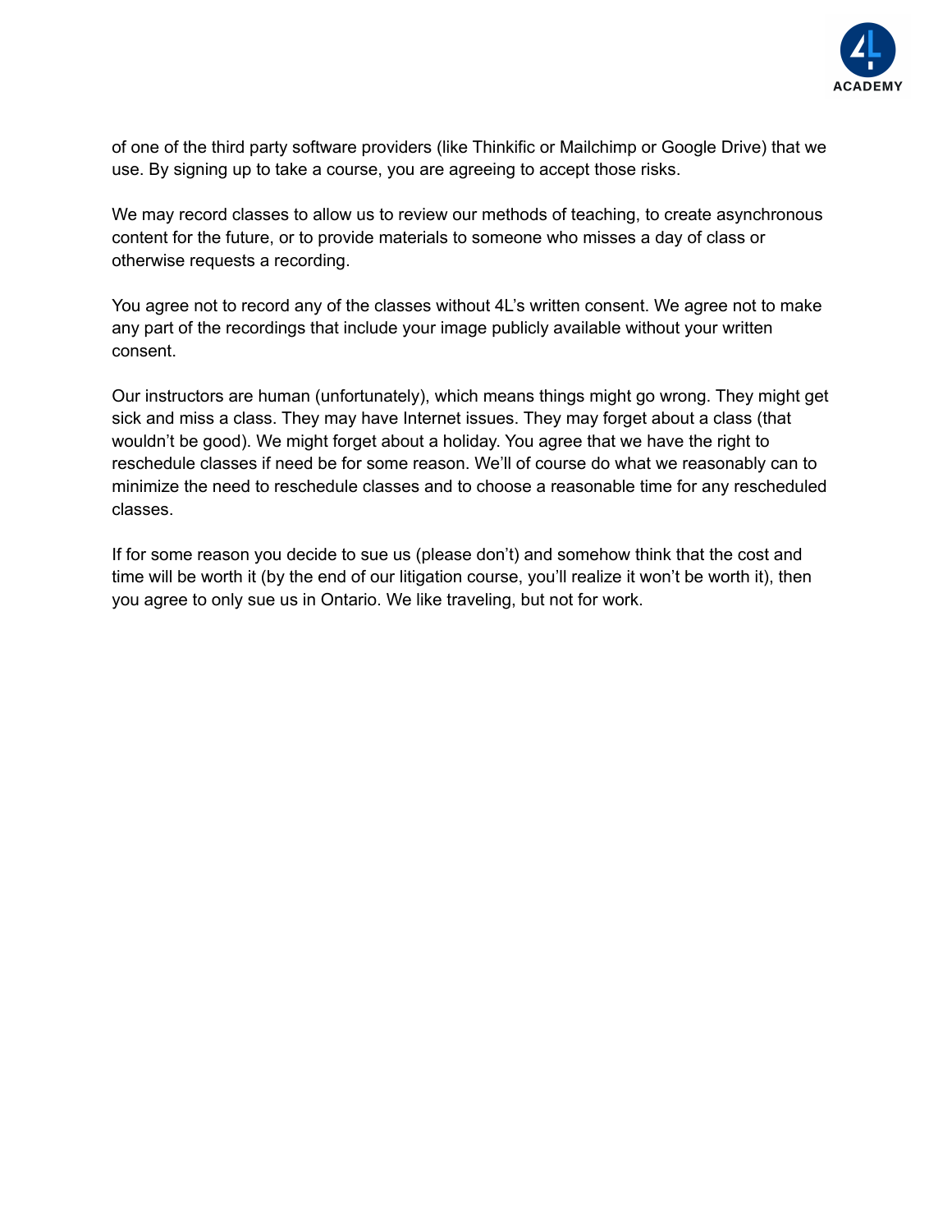of one of the third party software providers (like Thinkific or Mailchimp or Google Drive) that we use. By signing up to take a course, you are agreeing to accept those risks.

We may record classes to allow us to review our methods of teaching, to create asynchronous content for the future, or to provide materials to someone who misses a day of class or otherwise requests a recording.

You agree not to record any of the classes without 4L's written consent. We agree not to make any part of the recordings that include your image publicly available without your written consent.

Our instructors are human (unfortunately), which means things might go wrong. They might get sick and miss a class. They may have Internet issues. They may forget about a class (that wouldn't be good). We might forget about a holiday. You agree that we have the right to reschedule classes if need be for some reason. We'll of course do what we reasonably can to minimize the need to reschedule classes and to choose a reasonable time for any rescheduled classes.

If for some reason you decide to sue us (please don't) and somehow think that the cost and time will be worth it (by the end of our litigation course, you'll realize it won't be worth it), then you agree to only sue us in Ontario. We like traveling, but not for work.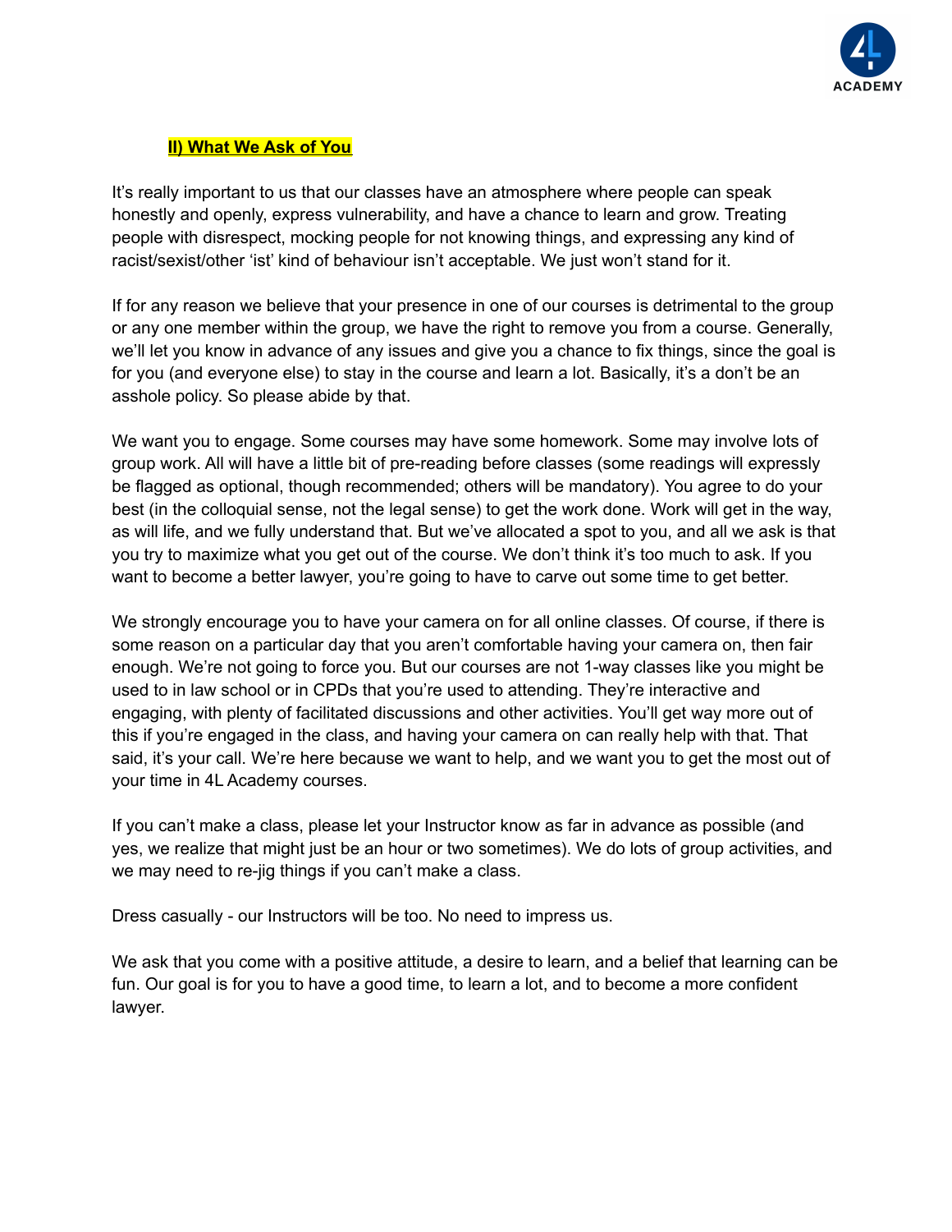## II) What We Ask of You

It's really important to us that our classes have an atmosphere where people can speak honestly and openly, express vulnerability, and have a chance to learn and grow. Treating people with disrespect, mocking people for not knowing things, and expressing any kind of racist/sexist/other 'ist' kind of behaviour isn't acceptable. We just won't stand for it.

If for any reason we believe that your presence in one of our courses is detrimental to the group or any one member within the group, we have the right to remove you from a course. Generally, we'll let you know in advance of any issues and give you a chance to fix things, since the goal is for you (and everyone else) to stay in the course and learn a lot. Basically, it's a don't be an asshole policy. So please abide by that.

We want you to engage. Some courses may have some homework. Some may involve lots of group work. All will have a little bit of pre-reading before classes (some readings will expressly be flagged as optional, though recommended; others will be mandatory). You agree to do your best (in the colloquial sense, not the legal sense) to get the work done. Work will get in the way, as will life, and we fully understand that. But we've allocated a spot to you, and all we ask is that you try to maximize what you get out of the course. We don't think it's too much to ask. If you want to become a better lawyer, you're going to have to carve out some time to get better.

We strongly encourage you to have your camera on for all online classes. Of course, if there is some reason on a particular day that you aren't comfortable having your camera on, then fair enough. We're not going to force you. But our courses are not 1-way classes like you might be used to in law school or in CPDs that you're used to attending. They're interactive and engaging, with plenty of facilitated discussions and other activities. You'll get way more out of this if you're engaged in the class, and having your camera on can really help with that. That said, it's your call. We're here because we want to help, and we want you to get the most out of your time in 4L Academy courses.

If you can't make a class, please let your Instructor know as far in advance as possible (and yes, we realize that might just be an hour or two sometimes). We do lots of group activities, and we may need to re-jig things if you can't make a class.

Dress casually - our Instructors will be too. No need to impress us.

We ask that you come with a positive attitude, a desire to learn, and a belief that learning can be fun. Our goal is for you to have a good time, to learn a lot, and to become a more confident lawyer.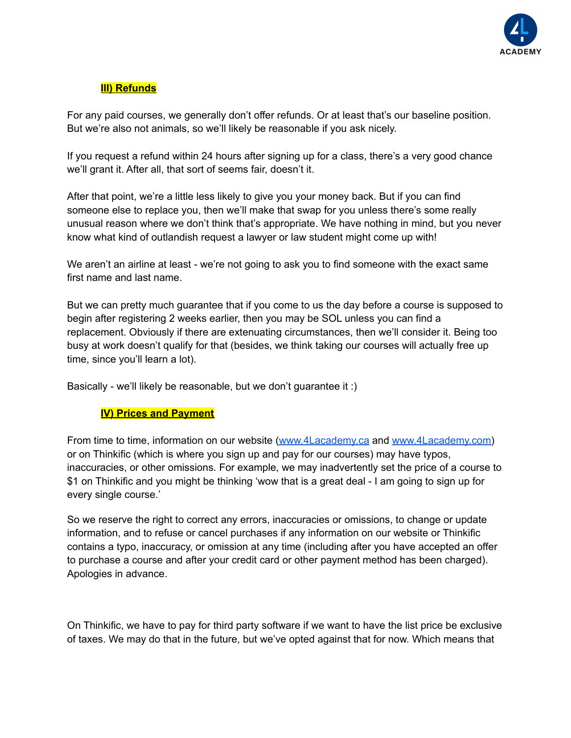## III) Refunds

For any paid courses, we generally don't offer refunds. Or at least that's our baseline position. But we're also not animals, so we'll likely be reasonable if you ask nicely.

If you request a refund within 24 hours after signing up for a class, there's a very good chance we'll grant it. After all, that sort of seems fair, doesn't it.

After that point, we're a little less likely to give you your money back. But if you can find someone else to replace you, then we'll make that swap for you unless there's some really unusual reason where we don't think that's appropriate. We have nothing in mind, but you never know what kind of outlandish request a lawyer or law student might come up with!

We aren't an airline at least - we're not going to ask you to find someone with the exact same first name and last name.

But we can pretty much guarantee that if you come to us the day before a course is supposed to begin after registering 2 weeks earlier, then you may be SOL unless you can find a replacement. Obviously if there are extenuating circumstances, then we'll consider it. Being too busy at work doesn't qualify for that (besides, we think taking our courses will actually free up time, since you'll learn a lot).

Basically - we'll likely be reasonable, but we don't guarantee it :)

## IV) Prices and Payment

From time to time, information on our website ([www.4Lacademy.ca](http://www.4Lacademy.ca) and [www.4Lacademy.com](http://www.4Lacademy.com)) or on Thinkific (which is where you sign up and pay for our courses) may have typos, inaccuracies, or other omissions. For example, we may inadvertently set the price of a course to $1 on Thinkific and you might be thinking 'wow that is a great deal - I am going to sign up for every single course.'

So we reserve the right to correct any errors, inaccuracies or omissions, to change or update information, and to refuse or cancel purchases if any information on our website or Thinkific contains a typo, inaccuracy, or omission at any time (including after you have accepted an offer to purchase a course and after your credit card or other payment method has been charged). Apologies in advance.

On Thinkific, we have to pay for third party software if we want to have the list price be exclusive of taxes. We may do that in the future, but we've opted against that for now. Which means that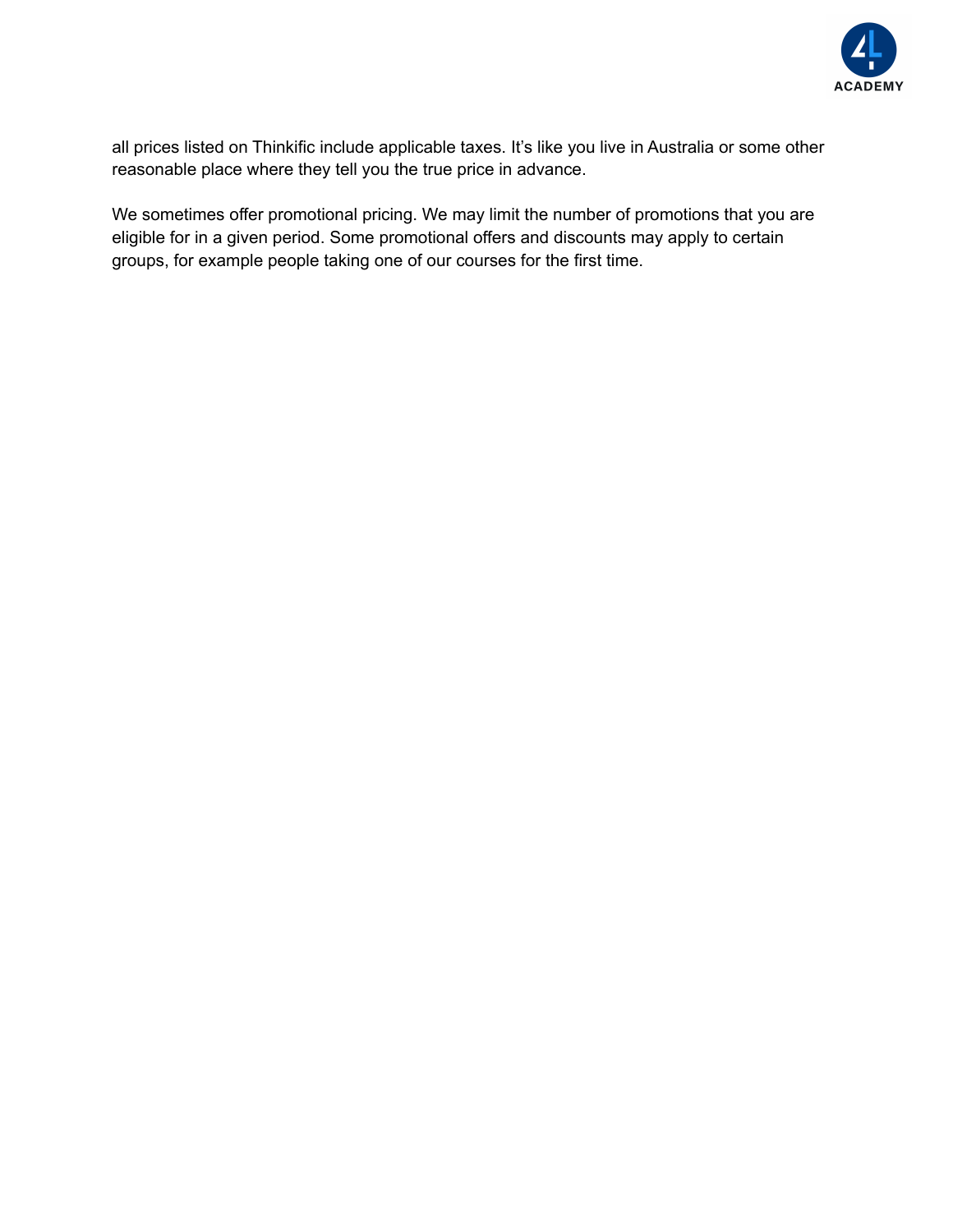all prices listed on Thinkific include applicable taxes. It's like you live in Australia or some other reasonable place where they tell you the true price in advance.

We sometimes offer promotional pricing. We may limit the number of promotions that you are eligible for in a given period. Some promotional offers and discounts may apply to certain groups, for example people taking one of our courses for the first time.